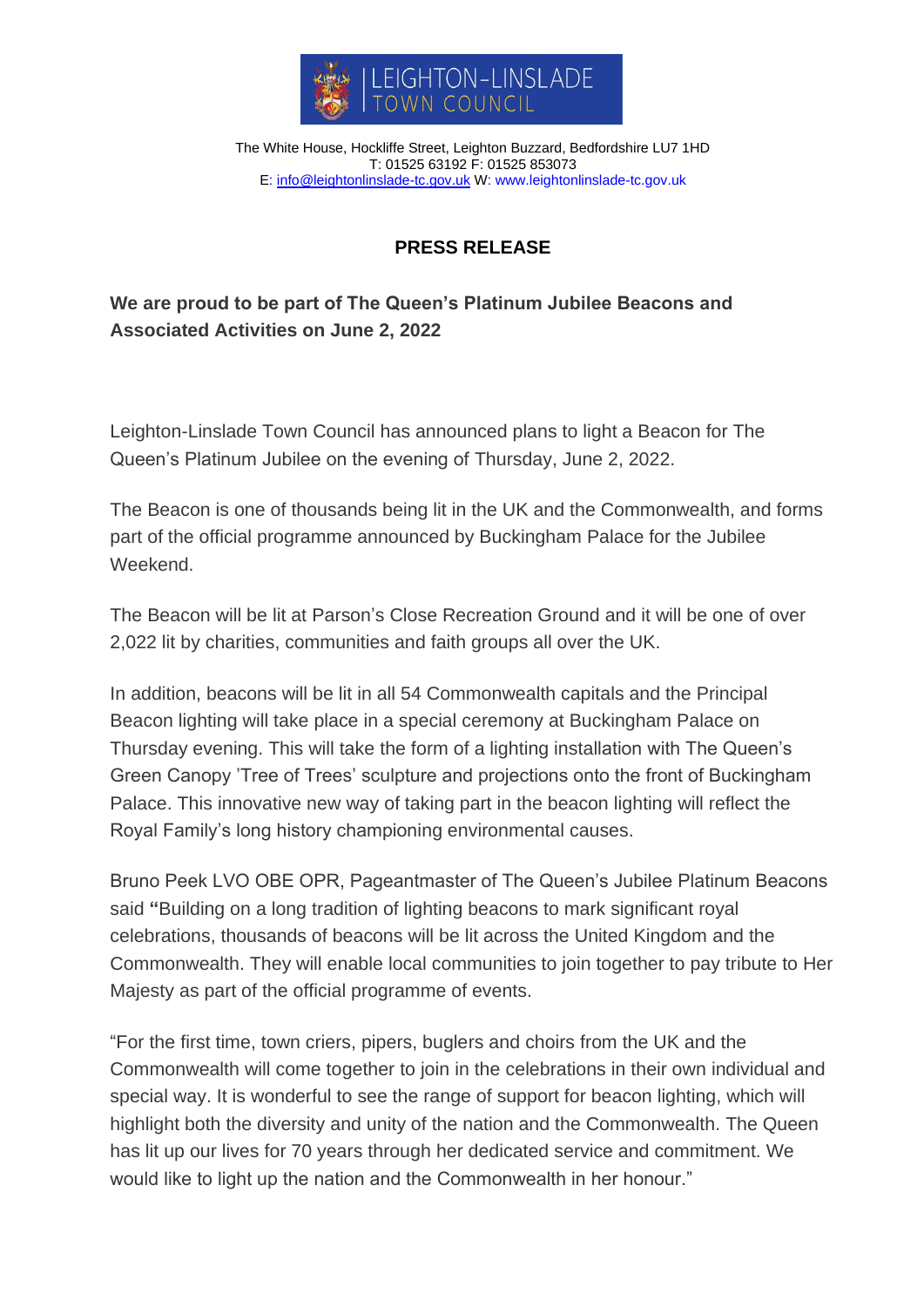LEIGHTON-LINSLADE TOWN COUNCIL

The White House, Hockliffe Street, Leighton Buzzard, Bedfordshire LU7 1HD
T: 01525 63192 F: 01525 853073
E: info@leightonlinslade-tc.gov.uk W: www.leightonlinslade-tc.gov.uk

## PRESS RELEASE

**We are proud to be part of The Queen's Platinum Jubilee Beacons and Associated Activities on June 2, 2022**

Leighton-Linslade Town Council has announced plans to light a Beacon for The Queen's Platinum Jubilee on the evening of Thursday, June 2, 2022.

The Beacon is one of thousands being lit in the UK and the Commonwealth, and forms part of the official programme announced by Buckingham Palace for the Jubilee Weekend.

The Beacon will be lit at Parson's Close Recreation Ground and it will be one of over 2,022 lit by charities, communities and faith groups all over the UK.

In addition, beacons will be lit in all 54 Commonwealth capitals and the Principal Beacon lighting will take place in a special ceremony at Buckingham Palace on Thursday evening. This will take the form of a lighting installation with The Queen's Green Canopy 'Tree of Trees' sculpture and projections onto the front of Buckingham Palace. This innovative new way of taking part in the beacon lighting will reflect the Royal Family's long history championing environmental causes.

Bruno Peek LVO OBE OPR, Pageantmaster of The Queen's Jubilee Platinum Beacons said **"**Building on a long tradition of lighting beacons to mark significant royal celebrations, thousands of beacons will be lit across the United Kingdom and the Commonwealth. They will enable local communities to join together to pay tribute to Her Majesty as part of the official programme of events.

"For the first time, town criers, pipers, buglers and choirs from the UK and the Commonwealth will come together to join in the celebrations in their own individual and special way. It is wonderful to see the range of support for beacon lighting, which will highlight both the diversity and unity of the nation and the Commonwealth. The Queen has lit up our lives for 70 years through her dedicated service and commitment. We would like to light up the nation and the Commonwealth in her honour."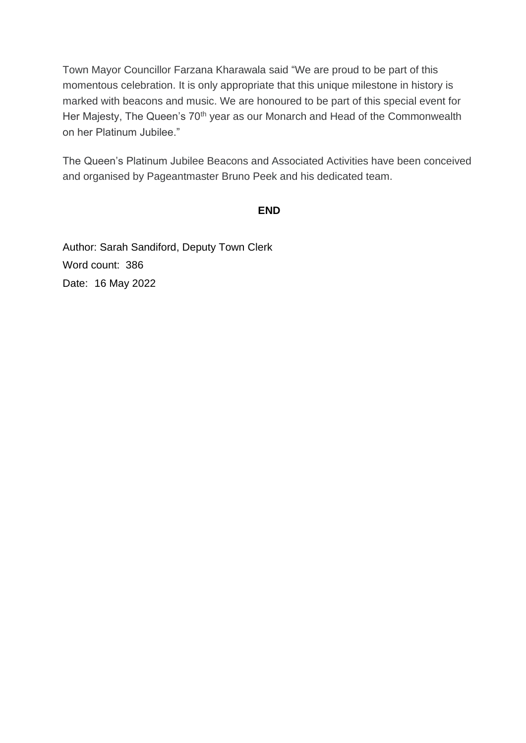Town Mayor Councillor Farzana Kharawala said "We are proud to be part of this momentous celebration. It is only appropriate that this unique milestone in history is marked with beacons and music. We are honoured to be part of this special event for Her Majesty, The Queen's 70th year as our Monarch and Head of the Commonwealth on her Platinum Jubilee."

The Queen's Platinum Jubilee Beacons and Associated Activities have been conceived and organised by Pageantmaster Bruno Peek and his dedicated team.

**END**

Author: Sarah Sandiford, Deputy Town Clerk
Word count: 386
Date: 16 May 2022